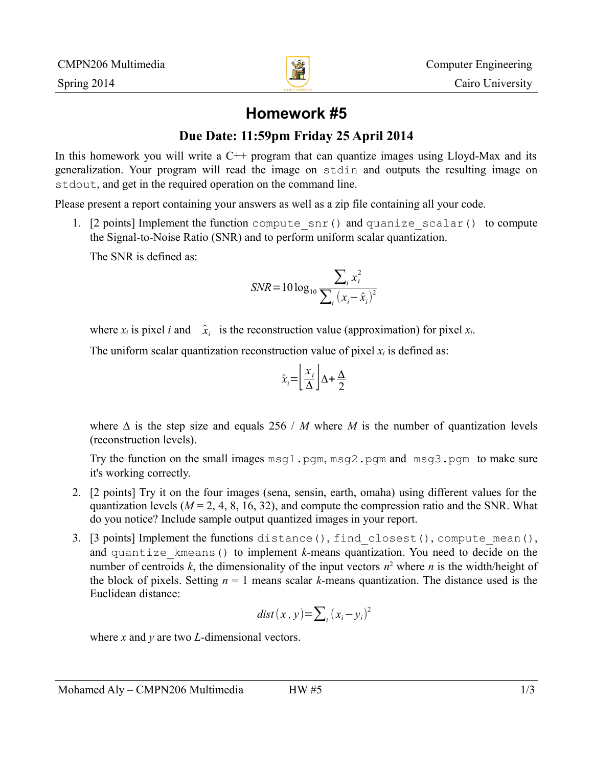CMPN206 Multimedia — Computer Engineering

Spring 2014 — Cairo University

# Homework #5

## Due Date: 11:59pm Friday 25 April 2014

In this homework you will write a C++ program that can quantize images using Lloyd-Max and its generalization. Your program will read the image on `stdin` and outputs the resulting image on `stdout`, and get in the required operation on the command line.

Please present a report containing your answers as well as a zip file containing all your code.

1. [2 points] Implement the function `compute_snr()` and `quanize_scalar()` to compute the Signal-to-Noise Ratio (SNR) and to perform uniform scalar quantization.

   The SNR is defined as:

   $$SNR = 10 \log_{10} \frac{\sum_i x_i^2}{\sum_i (x_i - \hat{x}_i)^2}$$

   where $x_i$ is pixel $i$ and $\hat{x}_i$ is the reconstruction value (approximation) for pixel $x_i$.

   The uniform scalar quantization reconstruction value of pixel $x_i$ is defined as:

   $$\hat{x}_i = \left\lfloor \frac{x_i}{\Delta} \right\rfloor \Delta + \frac{\Delta}{2}$$

   where $\Delta$ is the step size and equals 256 / $M$ where $M$ is the number of quantization levels (reconstruction levels).

   Try the function on the small images `msg1.pgm`, `msg2.pgm` and `msg3.pgm` to make sure it's working correctly.

2. [2 points] Try it on the four images (sena, sensin, earth, omaha) using different values for the quantization levels ($M$ = 2, 4, 8, 16, 32), and compute the compression ratio and the SNR. What do you notice? Include sample output quantized images in your report.

3. [3 points] Implement the functions `distance()`, `find_closest()`, `compute_mean()`, and `quantize_kmeans()` to implement $k$-means quantization. You need to decide on the number of centroids $k$, the dimensionality of the input vectors $n^2$ where $n$ is the width/height of the block of pixels. Setting $n$ = 1 means scalar $k$-means quantization. The distance used is the Euclidean distance:

   $$dist(x, y) = \sum_i (x_i - y_i)^2$$

   where $x$ and $y$ are two $L$-dimensional vectors.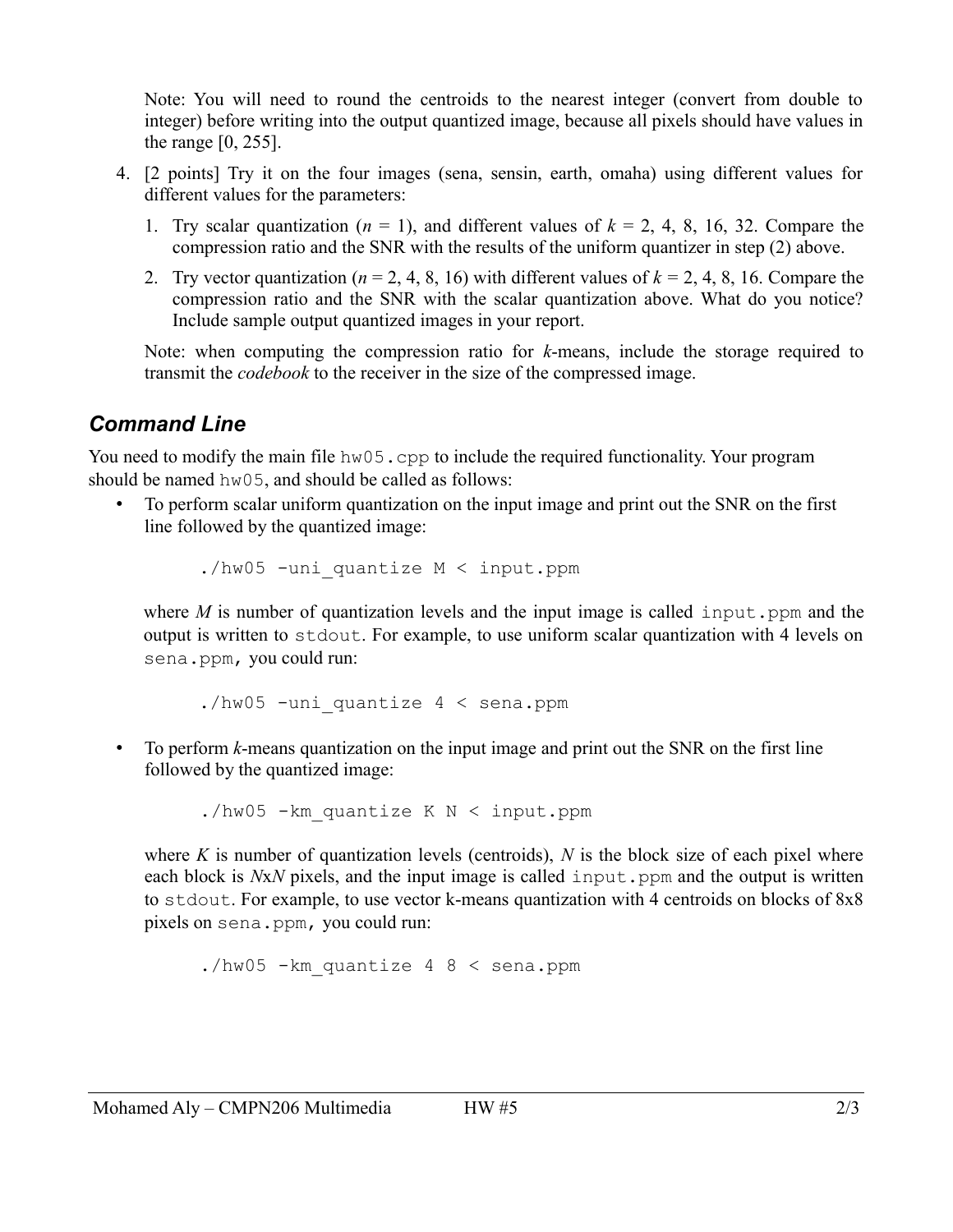Note: You will need to round the centroids to the nearest integer (convert from double to integer) before writing into the output quantized image, because all pixels should have values in the range [0, 255].

4. [2 points] Try it on the four images (sena, sensin, earth, omaha) using different values for different values for the parameters:

   1. Try scalar quantization ($n$ = 1), and different values of $k$ = 2, 4, 8, 16, 32. Compare the compression ratio and the SNR with the results of the uniform quantizer in step (2) above.
   2. Try vector quantization ($n$ = 2, 4, 8, 16) with different values of $k$ = 2, 4, 8, 16. Compare the compression ratio and the SNR with the scalar quantization above. What do you notice? Include sample output quantized images in your report.

   Note: when computing the compression ratio for $k$-means, include the storage required to transmit the *codebook* to the receiver in the size of the compressed image.

## *Command Line*

You need to modify the main file `hw05.cpp` to include the required functionality. Your program should be named `hw05`, and should be called as follows:

- To perform scalar uniform quantization on the input image and print out the SNR on the first line followed by the quantized image:

  ```
  ./hw05 -uni_quantize M < input.ppm
  ```

  where $M$ is number of quantization levels and the input image is called `input.ppm` and the output is written to `stdout`. For example, to use uniform scalar quantization with 4 levels on `sena.ppm`, you could run:

  ```
  ./hw05 -uni_quantize 4 < sena.ppm
  ```

- To perform $k$-means quantization on the input image and print out the SNR on the first line followed by the quantized image:

  ```
  ./hw05 -km_quantize K N < input.ppm
  ```

  where $K$ is number of quantization levels (centroids), $N$ is the block size of each pixel where each block is $N$x$N$ pixels, and the input image is called `input.ppm` and the output is written to `stdout`. For example, to use vector k-means quantization with 4 centroids on blocks of 8x8 pixels on `sena.ppm`, you could run:

  ```
  ./hw05 -km_quantize 4 8 < sena.ppm
  ```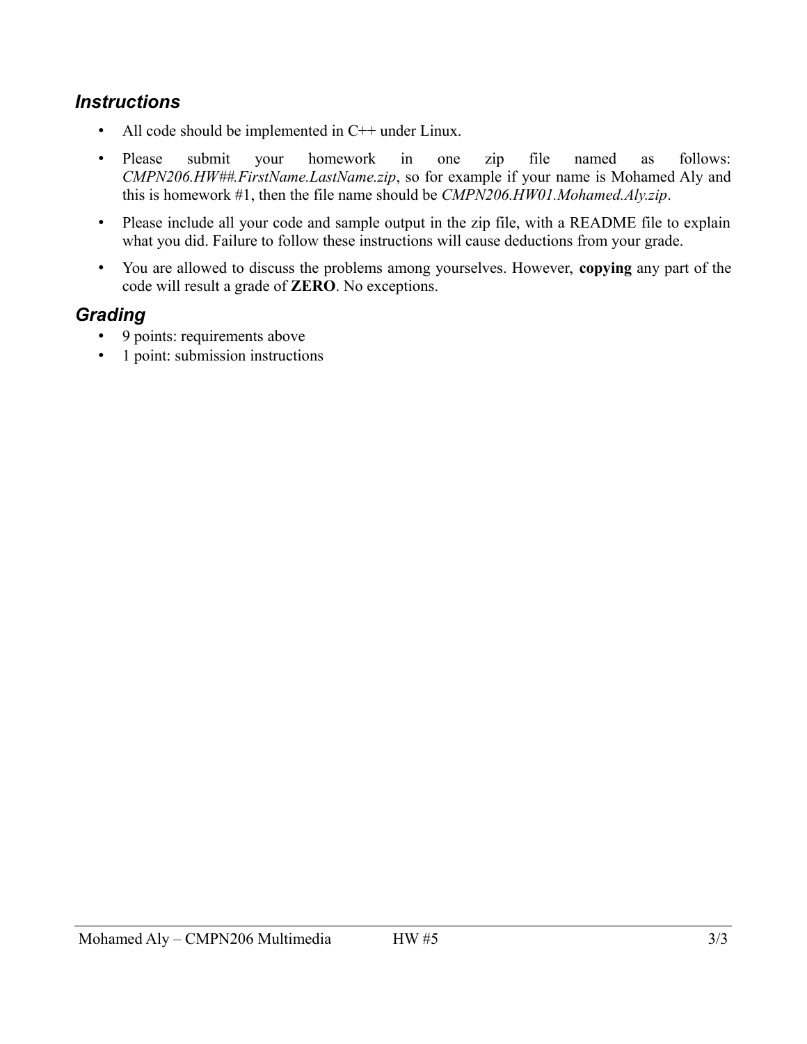## *Instructions*

- All code should be implemented in C++ under Linux.
- Please submit your homework in one zip file named as follows: *CMPN206.HW##.FirstName.LastName.zip*, so for example if your name is Mohamed Aly and this is homework #1, then the file name should be *CMPN206.HW01.Mohamed.Aly.zip*.
- Please include all your code and sample output in the zip file, with a README file to explain what you did. Failure to follow these instructions will cause deductions from your grade.
- You are allowed to discuss the problems among yourselves. However, **copying** any part of the code will result a grade of **ZERO**. No exceptions.

## *Grading*

- 9 points: requirements above
- 1 point: submission instructions